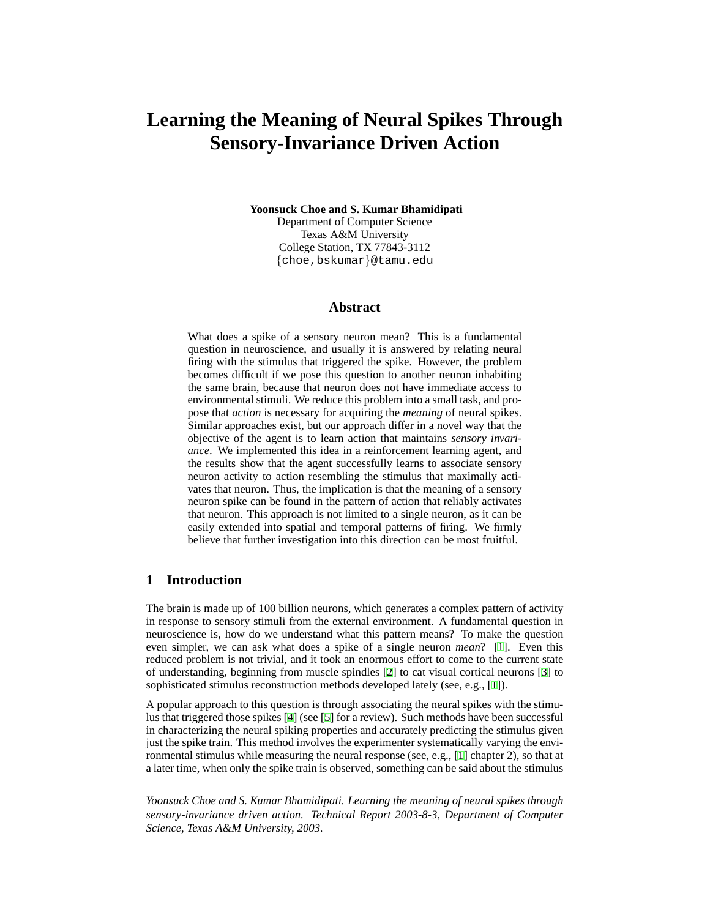# Learning the Meaning of Neural Spikes Through Sensory-Invariance Driven Action

**Yoonsuck Choe and S. Kumar Bhamidipati**
Department of Computer Science
Texas A&M University
College Station, TX 77843-3112
{choe,bskumar}@tamu.edu

## Abstract

What does a spike of a sensory neuron mean? This is a fundamental question in neuroscience, and usually it is answered by relating neural firing with the stimulus that triggered the spike. However, the problem becomes difficult if we pose this question to another neuron inhabiting the same brain, because that neuron does not have immediate access to environmental stimuli. We reduce this problem into a small task, and propose that *action* is necessary for acquiring the *meaning* of neural spikes. Similar approaches exist, but our approach differ in a novel way that the objective of the agent is to learn action that maintains *sensory invariance*. We implemented this idea in a reinforcement learning agent, and the results show that the agent successfully learns to associate sensory neuron activity to action resembling the stimulus that maximally activates that neuron. Thus, the implication is that the meaning of a sensory neuron spike can be found in the pattern of action that reliably activates that neuron. This approach is not limited to a single neuron, as it can be easily extended into spatial and temporal patterns of firing. We firmly believe that further investigation into this direction can be most fruitful.

## 1 Introduction

The brain is made up of 100 billion neurons, which generates a complex pattern of activity in response to sensory stimuli from the external environment. A fundamental question in neuroscience is, how do we understand what this pattern means? To make the question even simpler, we can ask what does a spike of a single neuron *mean*? [1]. Even this reduced problem is not trivial, and it took an enormous effort to come to the current state of understanding, beginning from muscle spindles [2] to cat visual cortical neurons [3] to sophisticated stimulus reconstruction methods developed lately (see, e.g., [1]).

A popular approach to this question is through associating the neural spikes with the stimulus that triggered those spikes [4] (see [5] for a review). Such methods have been successful in characterizing the neural spiking properties and accurately predicting the stimulus given just the spike train. This method involves the experimenter systematically varying the environmental stimulus while measuring the neural response (see, e.g., [1] chapter 2), so that at a later time, when only the spike train is observed, something can be said about the stimulus

*Yoonsuck Choe and S. Kumar Bhamidipati. Learning the meaning of neural spikes through sensory-invariance driven action. Technical Report 2003-8-3, Department of Computer Science, Texas A&M University, 2003.*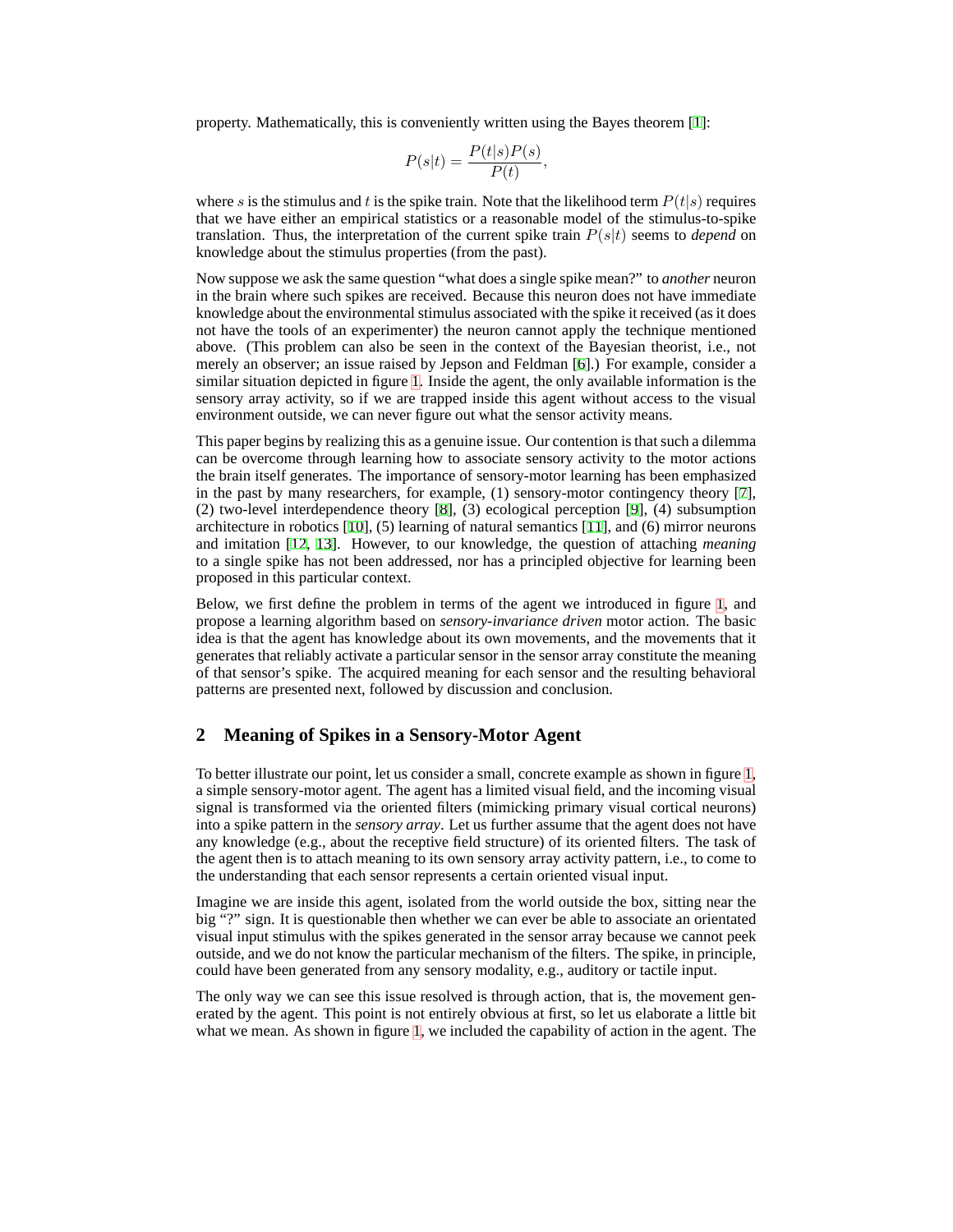property. Mathematically, this is conveniently written using the Bayes theorem [1]:

$$P(s|t) = \frac{P(t|s)P(s)}{P(t)},$$

where $s$ is the stimulus and $t$ is the spike train. Note that the likelihood term $P(t|s)$ requires that we have either an empirical statistics or a reasonable model of the stimulus-to-spike translation. Thus, the interpretation of the current spike train $P(s|t)$ seems to *depend* on knowledge about the stimulus properties (from the past).

Now suppose we ask the same question "what does a single spike mean?" to *another* neuron in the brain where such spikes are received. Because this neuron does not have immediate knowledge about the environmental stimulus associated with the spike it received (as it does not have the tools of an experimenter) the neuron cannot apply the technique mentioned above. (This problem can also be seen in the context of the Bayesian theorist, i.e., not merely an observer; an issue raised by Jepson and Feldman [6].) For example, consider a similar situation depicted in figure 1. Inside the agent, the only available information is the sensory array activity, so if we are trapped inside this agent without access to the visual environment outside, we can never figure out what the sensor activity means.

This paper begins by realizing this as a genuine issue. Our contention is that such a dilemma can be overcome through learning how to associate sensory activity to the motor actions the brain itself generates. The importance of sensory-motor learning has been emphasized in the past by many researchers, for example, (1) sensory-motor contingency theory [7], (2) two-level interdependence theory [8], (3) ecological perception [9], (4) subsumption architecture in robotics [10], (5) learning of natural semantics [11], and (6) mirror neurons and imitation [12, 13]. However, to our knowledge, the question of attaching *meaning* to a single spike has not been addressed, nor has a principled objective for learning been proposed in this particular context.

Below, we first define the problem in terms of the agent we introduced in figure 1, and propose a learning algorithm based on *sensory-invariance driven* motor action. The basic idea is that the agent has knowledge about its own movements, and the movements that it generates that reliably activate a particular sensor in the sensor array constitute the meaning of that sensor's spike. The acquired meaning for each sensor and the resulting behavioral patterns are presented next, followed by discussion and conclusion.

## 2 Meaning of Spikes in a Sensory-Motor Agent

To better illustrate our point, let us consider a small, concrete example as shown in figure 1, a simple sensory-motor agent. The agent has a limited visual field, and the incoming visual signal is transformed via the oriented filters (mimicking primary visual cortical neurons) into a spike pattern in the *sensory array*. Let us further assume that the agent does not have any knowledge (e.g., about the receptive field structure) of its oriented filters. The task of the agent then is to attach meaning to its own sensory array activity pattern, i.e., to come to the understanding that each sensor represents a certain oriented visual input.

Imagine we are inside this agent, isolated from the world outside the box, sitting near the big "?" sign. It is questionable then whether we can ever be able to associate an orientated visual input stimulus with the spikes generated in the sensor array because we cannot peek outside, and we do not know the particular mechanism of the filters. The spike, in principle, could have been generated from any sensory modality, e.g., auditory or tactile input.

The only way we can see this issue resolved is through action, that is, the movement generated by the agent. This point is not entirely obvious at first, so let us elaborate a little bit what we mean. As shown in figure 1, we included the capability of action in the agent. The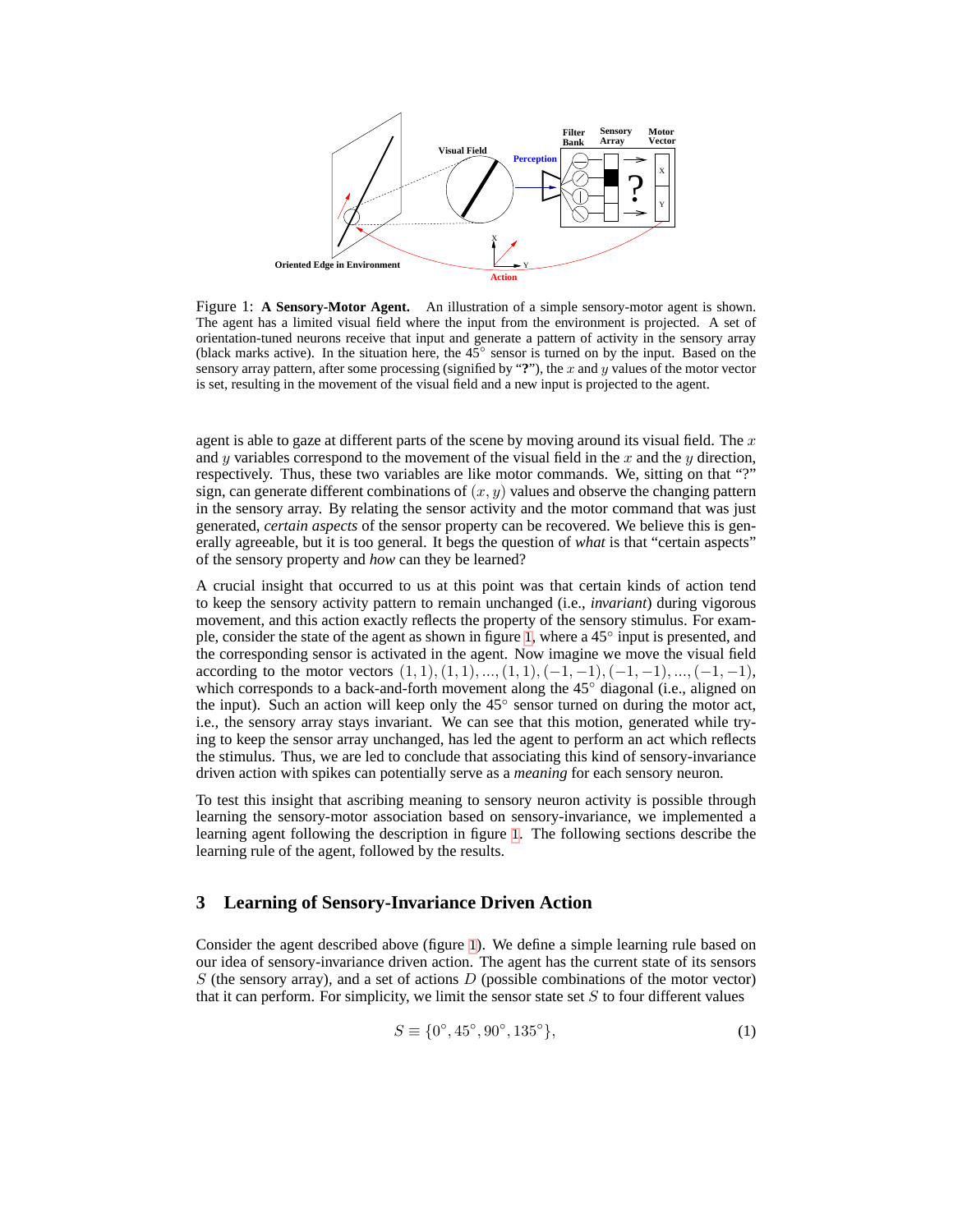Figure 1: **A Sensory-Motor Agent.** An illustration of a simple sensory-motor agent is shown. The agent has a limited visual field where the input from the environment is projected. A set of orientation-tuned neurons receive that input and generate a pattern of activity in the sensory array (black marks active). In the situation here, the 45° sensor is turned on by the input. Based on the sensory array pattern, after some processing (signified by "**?**"), the $x$ and $y$ values of the motor vector is set, resulting in the movement of the visual field and a new input is projected to the agent.

agent is able to gaze at different parts of the scene by moving around its visual field. The $x$ and $y$ variables correspond to the movement of the visual field in the $x$ and the $y$ direction, respectively. Thus, these two variables are like motor commands. We, sitting on that "?" sign, can generate different combinations of $(x, y)$ values and observe the changing pattern in the sensory array. By relating the sensor activity and the motor command that was just generated, *certain aspects* of the sensor property can be recovered. We believe this is generally agreeable, but it is too general. It begs the question of *what* is that "certain aspects" of the sensory property and *how* can they be learned?

A crucial insight that occurred to us at this point was that certain kinds of action tend to keep the sensory activity pattern to remain unchanged (i.e., *invariant*) during vigorous movement, and this action exactly reflects the property of the sensory stimulus. For example, consider the state of the agent as shown in figure 1, where a 45° input is presented, and the corresponding sensor is activated in the agent. Now imagine we move the visual field according to the motor vectors $(1, 1), (1, 1), ..., (1, 1), (-1, -1), (-1, -1), ..., (-1, -1)$, which corresponds to a back-and-forth movement along the 45° diagonal (i.e., aligned on the input). Such an action will keep only the 45° sensor turned on during the motor act, i.e., the sensory array stays invariant. We can see that this motion, generated while trying to keep the sensor array unchanged, has led the agent to perform an act which reflects the stimulus. Thus, we are led to conclude that associating this kind of sensory-invariance driven action with spikes can potentially serve as a *meaning* for each sensory neuron.

To test this insight that ascribing meaning to sensory neuron activity is possible through learning the sensory-motor association based on sensory-invariance, we implemented a learning agent following the description in figure 1. The following sections describe the learning rule of the agent, followed by the results.

## 3 Learning of Sensory-Invariance Driven Action

Consider the agent described above (figure 1). We define a simple learning rule based on our idea of sensory-invariance driven action. The agent has the current state of its sensors $S$ (the sensory array), and a set of actions $D$ (possible combinations of the motor vector) that it can perform. For simplicity, we limit the sensor state set $S$ to four different values

$$S \equiv \{0^\circ, 45^\circ, 90^\circ, 135^\circ\}, \tag{1}$$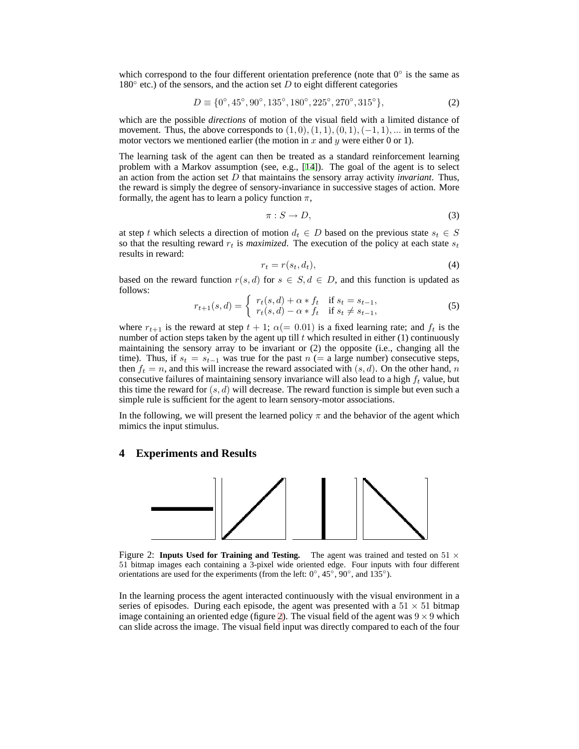which correspond to the four different orientation preference (note that $0^\circ$ is the same as $180^\circ$ etc.) of the sensors, and the action set $D$ to eight different categories

$$D \equiv \{0^\circ, 45^\circ, 90^\circ, 135^\circ, 180^\circ, 225^\circ, 270^\circ, 315^\circ\}, \tag{2}$$

which are the possible *directions* of motion of the visual field with a limited distance of movement. Thus, the above corresponds to $(1,0), (1,1), (0,1), (-1,1), \ldots$ in terms of the motor vectors we mentioned earlier (the motion in $x$ and $y$ were either 0 or 1).

The learning task of the agent can then be treated as a standard reinforcement learning problem with a Markov assumption (see, e.g., [14]). The goal of the agent is to select an action from the action set $D$ that maintains the sensory array activity *invariant*. Thus, the reward is simply the degree of sensory-invariance in successive stages of action. More formally, the agent has to learn a policy function $\pi$,

$$\pi : S \rightarrow D, \tag{3}$$

at step $t$ which selects a direction of motion $d_t \in D$ based on the previous state $s_t \in S$ so that the resulting reward $r_t$ is *maximized*. The execution of the policy at each state $s_t$ results in reward:

$$r_t = r(s_t, d_t), \tag{4}$$

based on the reward function $r(s,d)$ for $s \in S, d \in D$, and this function is updated as follows:

$$r_{t+1}(s,d) = \begin{cases} r_t(s,d) + \alpha * f_t & \text{if } s_t = s_{t-1}, \\ r_t(s,d) - \alpha * f_t & \text{if } s_t \neq s_{t-1}, \end{cases} \tag{5}$$

where $r_{t+1}$ is the reward at step $t+1$; $\alpha(= 0.01)$ is a fixed learning rate; and $f_t$ is the number of action steps taken by the agent up till $t$ which resulted in either (1) continuously maintaining the sensory array to be invariant or (2) the opposite (i.e., changing all the time). Thus, if $s_t = s_{t-1}$ was true for the past $n$ (= a large number) consecutive steps, then $f_t = n$, and this will increase the reward associated with $(s,d)$. On the other hand, $n$ consecutive failures of maintaining sensory invariance will also lead to a high $f_t$ value, but this time the reward for $(s,d)$ will decrease. The reward function is simple but even such a simple rule is sufficient for the agent to learn sensory-motor associations.

In the following, we will present the learned policy $\pi$ and the behavior of the agent which mimics the input stimulus.

## 4 Experiments and Results

Figure 2: **Inputs Used for Training and Testing.** The agent was trained and tested on $51 \times 51$ bitmap images each containing a 3-pixel wide oriented edge. Four inputs with four different orientations are used for the experiments (from the left: $0^\circ$, $45^\circ$, $90^\circ$, and $135^\circ$).

In the learning process the agent interacted continuously with the visual environment in a series of episodes. During each episode, the agent was presented with a $51 \times 51$ bitmap image containing an oriented edge (figure 2). The visual field of the agent was $9 \times 9$ which can slide across the image. The visual field input was directly compared to each of the four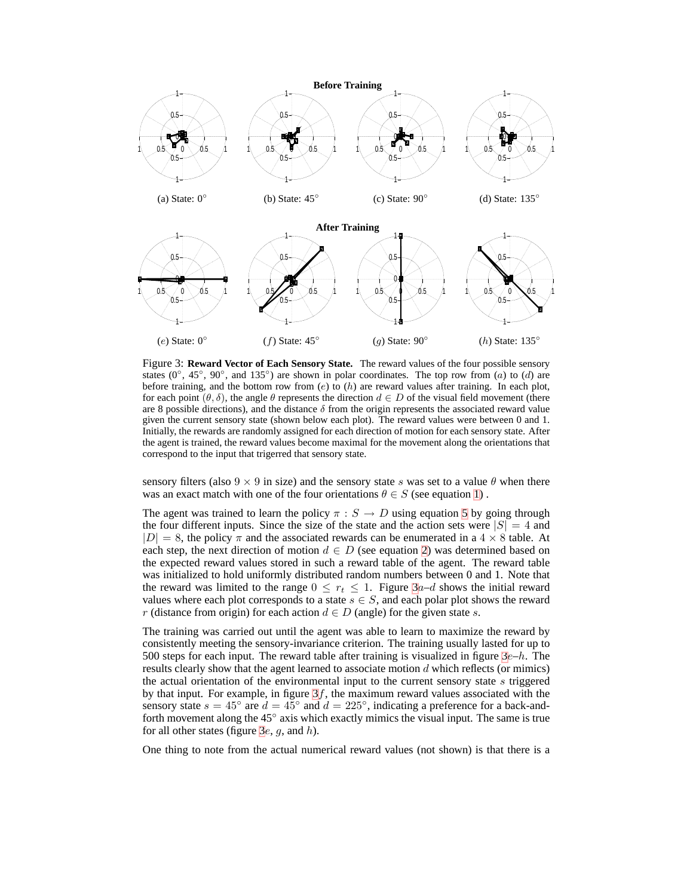Figure 3: **Reward Vector of Each Sensory State.** The reward values of the four possible sensory states (0°, 45°, 90°, and 135°) are shown in polar coordinates. The top row from ($a$) to ($d$) are before training, and the bottom row from ($e$) to ($h$) are reward values after training. In each plot, for each point $(\theta, \delta)$, the angle $\theta$ represents the direction $d \in D$ of the visual field movement (there are 8 possible directions), and the distance $\delta$ from the origin represents the associated reward value given the current sensory state (shown below each plot). The reward values were between 0 and 1. Initially, the rewards are randomly assigned for each direction of motion for each sensory state. After the agent is trained, the reward values become maximal for the movement along the orientations that correspond to the input that trigerred that sensory state.

sensory filters (also $9 \times 9$ in size) and the sensory state $s$ was set to a value $\theta$ when there was an exact match with one of the four orientations $\theta \in S$ (see equation 1).

The agent was trained to learn the policy $\pi : S \rightarrow D$ using equation 5 by going through the four different inputs. Since the size of the state and the action sets were $|S| = 4$ and $|D| = 8$, the policy $\pi$ and the associated rewards can be enumerated in a $4 \times 8$ table. At each step, the next direction of motion $d \in D$ (see equation 2) was determined based on the expected reward values stored in such a reward table of the agent. The reward table was initialized to hold uniformly distributed random numbers between 0 and 1. Note that the reward was limited to the range $0 \leq r_t \leq 1$. Figure 3$a$–$d$ shows the initial reward values where each plot corresponds to a state $s \in S$, and each polar plot shows the reward $r$ (distance from origin) for each action $d \in D$ (angle) for the given state $s$.

The training was carried out until the agent was able to learn to maximize the reward by consistently meeting the sensory-invariance criterion. The training usually lasted for up to 500 steps for each input. The reward table after training is visualized in figure 3$e$–$h$. The results clearly show that the agent learned to associate motion $d$ which reflects (or mimics) the actual orientation of the environmental input to the current sensory state $s$ triggered by that input. For example, in figure 3$f$, the maximum reward values associated with the sensory state $s = 45°$ are $d = 45°$ and $d = 225°$, indicating a preference for a back-and-forth movement along the 45° axis which exactly mimics the visual input. The same is true for all other states (figure 3$e$, $g$, and $h$).

One thing to note from the actual numerical reward values (not shown) is that there is a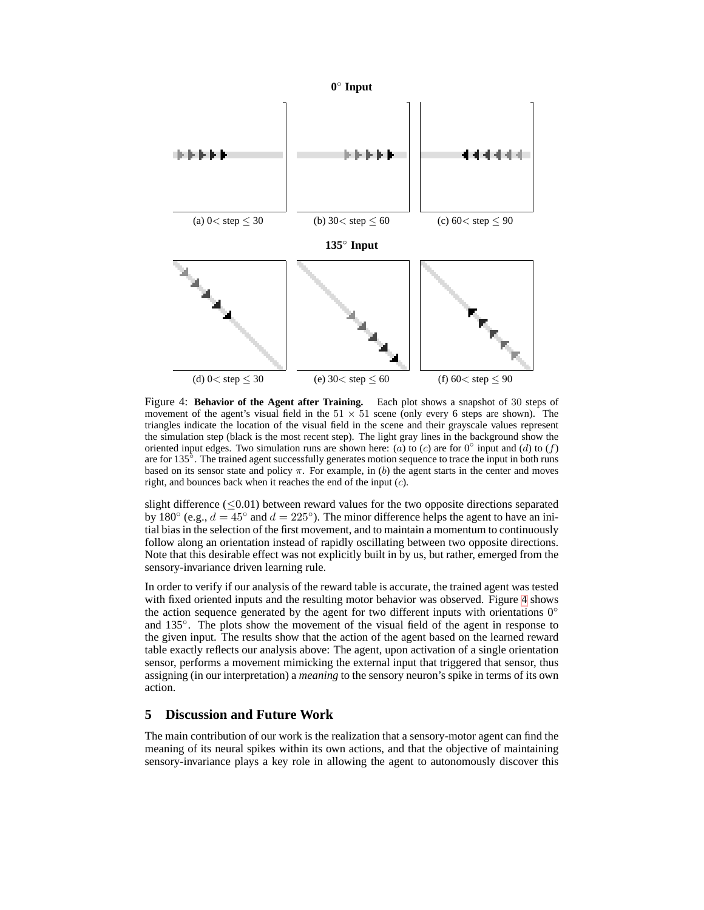**0° Input**

(a) 0< step ≤ 30 (b) 30< step ≤ 60 (c) 60< step ≤ 90

**135° Input**

(d) 0< step ≤ 30 (e) 30< step ≤ 60 (f) 60< step ≤ 90

Figure 4: **Behavior of the Agent after Training.** Each plot shows a snapshot of 30 steps of movement of the agent's visual field in the $51 \times 51$ scene (only every 6 steps are shown). The triangles indicate the location of the visual field in the scene and their grayscale values represent the simulation step (black is the most recent step). The light gray lines in the background show the oriented input edges. Two simulation runs are shown here: $(a)$ to $(c)$ are for 0° input and $(d)$ to $(f)$ are for 135°. The trained agent successfully generates motion sequence to trace the input in both runs based on its sensor state and policy $\pi$. For example, in $(b)$ the agent starts in the center and moves right, and bounces back when it reaches the end of the input $(c)$.

slight difference ($\leq$0.01) between reward values for the two opposite directions separated by 180° (e.g., $d = 45°$ and $d = 225°$). The minor difference helps the agent to have an initial bias in the selection of the first movement, and to maintain a momentum to continuously follow along an orientation instead of rapidly oscillating between two opposite directions. Note that this desirable effect was not explicitly built in by us, but rather, emerged from the sensory-invariance driven learning rule.

In order to verify if our analysis of the reward table is accurate, the trained agent was tested with fixed oriented inputs and the resulting motor behavior was observed. Figure 4 shows the action sequence generated by the agent for two different inputs with orientations 0° and 135°. The plots show the movement of the visual field of the agent in response to the given input. The results show that the action of the agent based on the learned reward table exactly reflects our analysis above: The agent, upon activation of a single orientation sensor, performs a movement mimicking the external input that triggered that sensor, thus assigning (in our interpretation) a *meaning* to the sensory neuron's spike in terms of its own action.

## 5 Discussion and Future Work

The main contribution of our work is the realization that a sensory-motor agent can find the meaning of its neural spikes within its own actions, and that the objective of maintaining sensory-invariance plays a key role in allowing the agent to autonomously discover this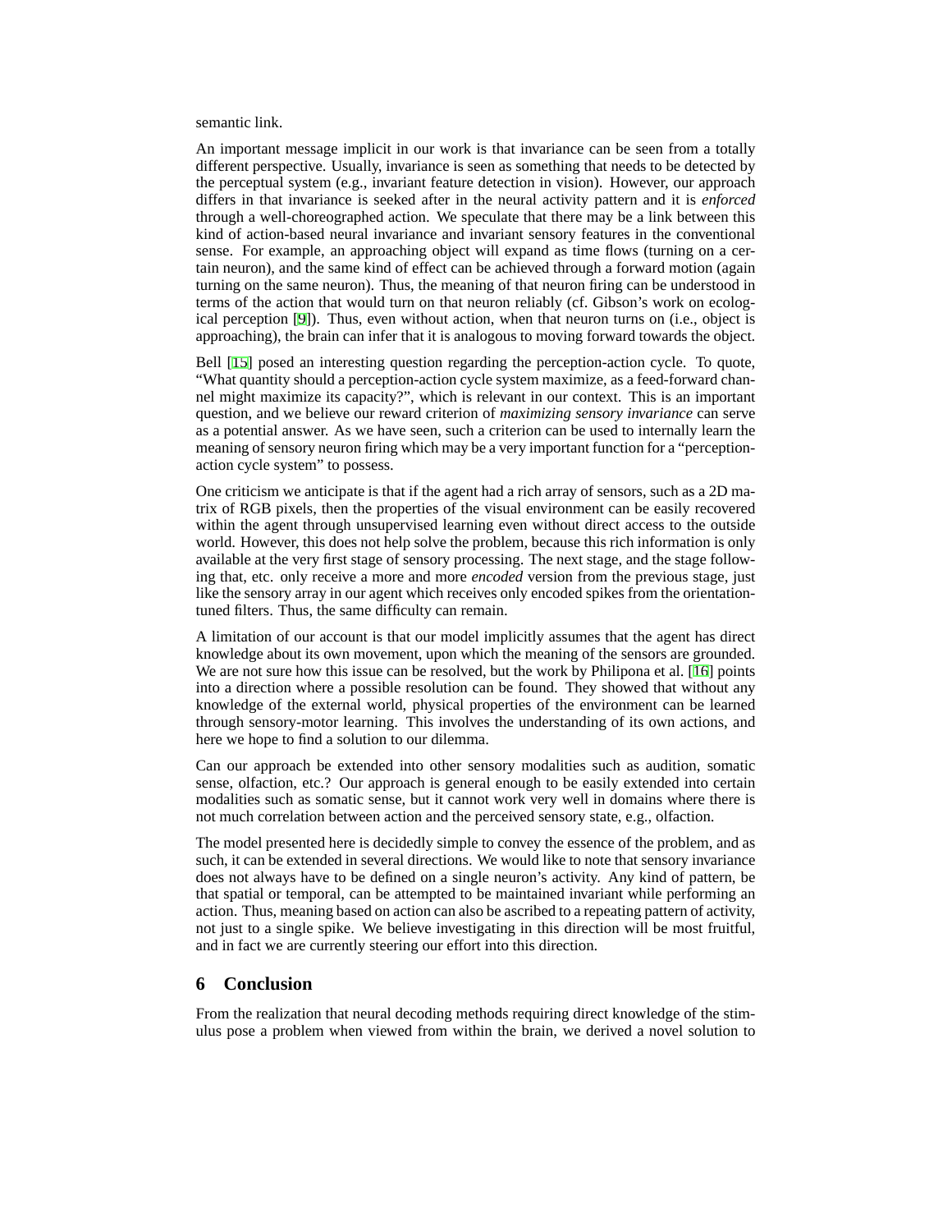semantic link.

An important message implicit in our work is that invariance can be seen from a totally different perspective. Usually, invariance is seen as something that needs to be detected by the perceptual system (e.g., invariant feature detection in vision). However, our approach differs in that invariance is seeked after in the neural activity pattern and it is *enforced* through a well-choreographed action. We speculate that there may be a link between this kind of action-based neural invariance and invariant sensory features in the conventional sense. For example, an approaching object will expand as time flows (turning on a certain neuron), and the same kind of effect can be achieved through a forward motion (again turning on the same neuron). Thus, the meaning of that neuron firing can be understood in terms of the action that would turn on that neuron reliably (cf. Gibson's work on ecological perception [9]). Thus, even without action, when that neuron turns on (i.e., object is approaching), the brain can infer that it is analogous to moving forward towards the object.

Bell [15] posed an interesting question regarding the perception-action cycle. To quote, "What quantity should a perception-action cycle system maximize, as a feed-forward channel might maximize its capacity?", which is relevant in our context. This is an important question, and we believe our reward criterion of *maximizing sensory invariance* can serve as a potential answer. As we have seen, such a criterion can be used to internally learn the meaning of sensory neuron firing which may be a very important function for a "perception-action cycle system" to possess.

One criticism we anticipate is that if the agent had a rich array of sensors, such as a 2D matrix of RGB pixels, then the properties of the visual environment can be easily recovered within the agent through unsupervised learning even without direct access to the outside world. However, this does not help solve the problem, because this rich information is only available at the very first stage of sensory processing. The next stage, and the stage following that, etc. only receive a more and more *encoded* version from the previous stage, just like the sensory array in our agent which receives only encoded spikes from the orientation-tuned filters. Thus, the same difficulty can remain.

A limitation of our account is that our model implicitly assumes that the agent has direct knowledge about its own movement, upon which the meaning of the sensors are grounded. We are not sure how this issue can be resolved, but the work by Philipona et al. [16] points into a direction where a possible resolution can be found. They showed that without any knowledge of the external world, physical properties of the environment can be learned through sensory-motor learning. This involves the understanding of its own actions, and here we hope to find a solution to our dilemma.

Can our approach be extended into other sensory modalities such as audition, somatic sense, olfaction, etc.? Our approach is general enough to be easily extended into certain modalities such as somatic sense, but it cannot work very well in domains where there is not much correlation between action and the perceived sensory state, e.g., olfaction.

The model presented here is decidedly simple to convey the essence of the problem, and as such, it can be extended in several directions. We would like to note that sensory invariance does not always have to be defined on a single neuron's activity. Any kind of pattern, be that spatial or temporal, can be attempted to be maintained invariant while performing an action. Thus, meaning based on action can also be ascribed to a repeating pattern of activity, not just to a single spike. We believe investigating in this direction will be most fruitful, and in fact we are currently steering our effort into this direction.

## 6 Conclusion

From the realization that neural decoding methods requiring direct knowledge of the stimulus pose a problem when viewed from within the brain, we derived a novel solution to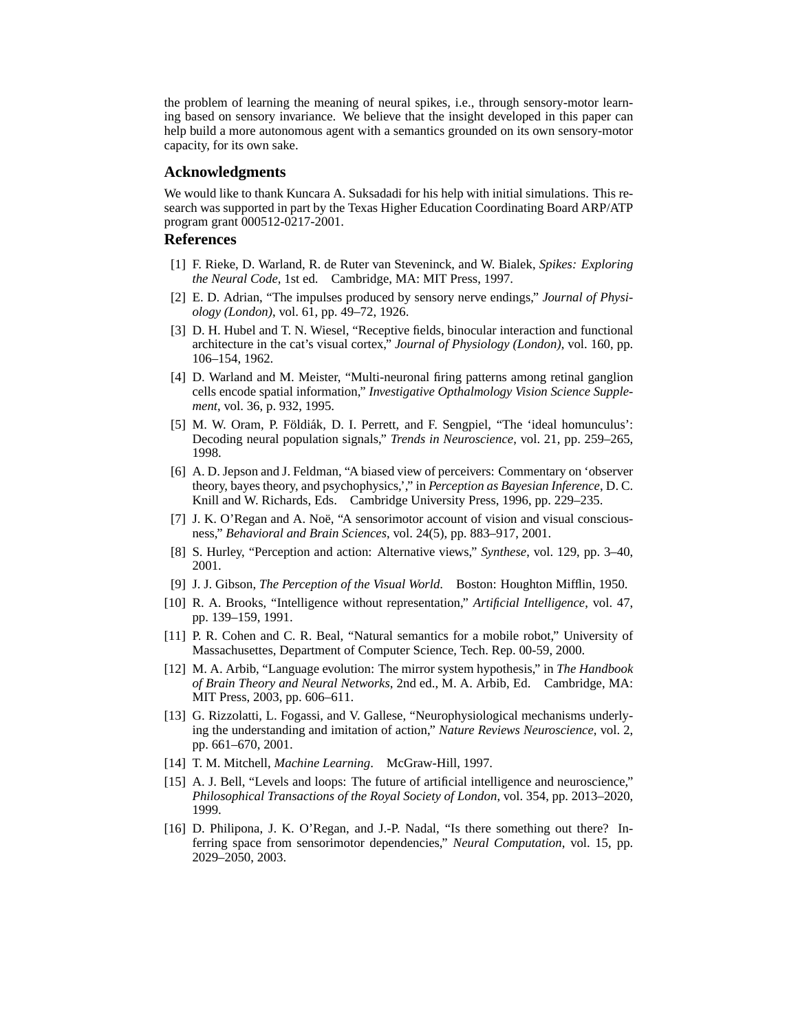the problem of learning the meaning of neural spikes, i.e., through sensory-motor learning based on sensory invariance. We believe that the insight developed in this paper can help build a more autonomous agent with a semantics grounded on its own sensory-motor capacity, for its own sake.

## Acknowledgments

We would like to thank Kuncara A. Suksadadi for his help with initial simulations. This research was supported in part by the Texas Higher Education Coordinating Board ARP/ATP program grant 000512-0217-2001.

## References

[1] F. Rieke, D. Warland, R. de Ruter van Steveninck, and W. Bialek, *Spikes: Exploring the Neural Code*, 1st ed. Cambridge, MA: MIT Press, 1997.

[2] E. D. Adrian, "The impulses produced by sensory nerve endings," *Journal of Physiology (London)*, vol. 61, pp. 49–72, 1926.

[3] D. H. Hubel and T. N. Wiesel, "Receptive fields, binocular interaction and functional architecture in the cat's visual cortex," *Journal of Physiology (London)*, vol. 160, pp. 106–154, 1962.

[4] D. Warland and M. Meister, "Multi-neuronal firing patterns among retinal ganglion cells encode spatial information," *Investigative Opthalmology Vision Science Supplement*, vol. 36, p. 932, 1995.

[5] M. W. Oram, P. Földiák, D. I. Perrett, and F. Sengpiel, "The 'ideal homunculus': Decoding neural population signals," *Trends in Neuroscience*, vol. 21, pp. 259–265, 1998.

[6] A. D. Jepson and J. Feldman, "A biased view of perceivers: Commentary on 'observer theory, bayes theory, and psychophysics,'," in *Perception as Bayesian Inference*, D. C. Knill and W. Richards, Eds. Cambridge University Press, 1996, pp. 229–235.

[7] J. K. O'Regan and A. Noë, "A sensorimotor account of vision and visual consciousness," *Behavioral and Brain Sciences*, vol. 24(5), pp. 883–917, 2001.

[8] S. Hurley, "Perception and action: Alternative views," *Synthese*, vol. 129, pp. 3–40, 2001.

[9] J. J. Gibson, *The Perception of the Visual World*. Boston: Houghton Mifflin, 1950.

[10] R. A. Brooks, "Intelligence without representation," *Artificial Intelligence*, vol. 47, pp. 139–159, 1991.

[11] P. R. Cohen and C. R. Beal, "Natural semantics for a mobile robot," University of Massachusettes, Department of Computer Science, Tech. Rep. 00-59, 2000.

[12] M. A. Arbib, "Language evolution: The mirror system hypothesis," in *The Handbook of Brain Theory and Neural Networks*, 2nd ed., M. A. Arbib, Ed. Cambridge, MA: MIT Press, 2003, pp. 606–611.

[13] G. Rizzolatti, L. Fogassi, and V. Gallese, "Neurophysiological mechanisms underlying the understanding and imitation of action," *Nature Reviews Neuroscience*, vol. 2, pp. 661–670, 2001.

[14] T. M. Mitchell, *Machine Learning*. McGraw-Hill, 1997.

[15] A. J. Bell, "Levels and loops: The future of artificial intelligence and neuroscience," *Philosophical Transactions of the Royal Society of London*, vol. 354, pp. 2013–2020, 1999.

[16] D. Philipona, J. K. O'Regan, and J.-P. Nadal, "Is there something out there? Inferring space from sensorimotor dependencies," *Neural Computation*, vol. 15, pp. 2029–2050, 2003.